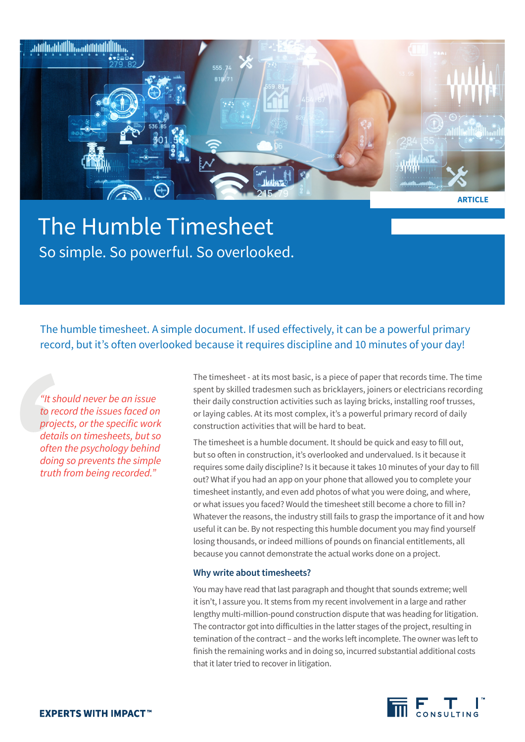ARTICLE

# The Humble Timesheet

## So simple. So powerful. So overlooked.

The humble timesheet. A simple document. If used effectively, it can be a powerful primary record, but it's often overlooked because it requires discipline and 10 minutes of your day!

*"It should never be an issue to record the issues faced on projects, or the specific work details on timesheets, but so often the psychology behind doing so prevents the simple truth from being recorded."*

The timesheet - at its most basic, is a piece of paper that records time. The time spent by skilled tradesmen such as bricklayers, joiners or electricians recording their daily construction activities such as laying bricks, installing roof trusses, or laying cables. At its most complex, it's a powerful primary record of daily construction activities that will be hard to beat.

The timesheet is a humble document. It should be quick and easy to fill out, but so often in construction, it's overlooked and undervalued. Is it because it requires some daily discipline? Is it because it takes 10 minutes of your day to fill out? What if you had an app on your phone that allowed you to complete your timesheet instantly, and even add photos of what you were doing, and where, or what issues you faced? Would the timesheet still become a chore to fill in? Whatever the reasons, the industry still fails to grasp the importance of it and how useful it can be. By not respecting this humble document you may find yourself losing thousands, or indeed millions of pounds on financial entitlements, all because you cannot demonstrate the actual works done on a project.

### Why write about timesheets?

You may have read that last paragraph and thought that sounds extreme; well it isn't, I assure you. It stems from my recent involvement in a large and rather lengthy multi-million-pound construction dispute that was heading for litigation. The contractor got into difficulties in the latter stages of the project, resulting in temination of the contract – and the works left incomplete. The owner was left to finish the remaining works and in doing so, incurred substantial additional costs that it later tried to recover in litigation.

**EXPERTS WITH IMPACT™**

FTI CONSULTING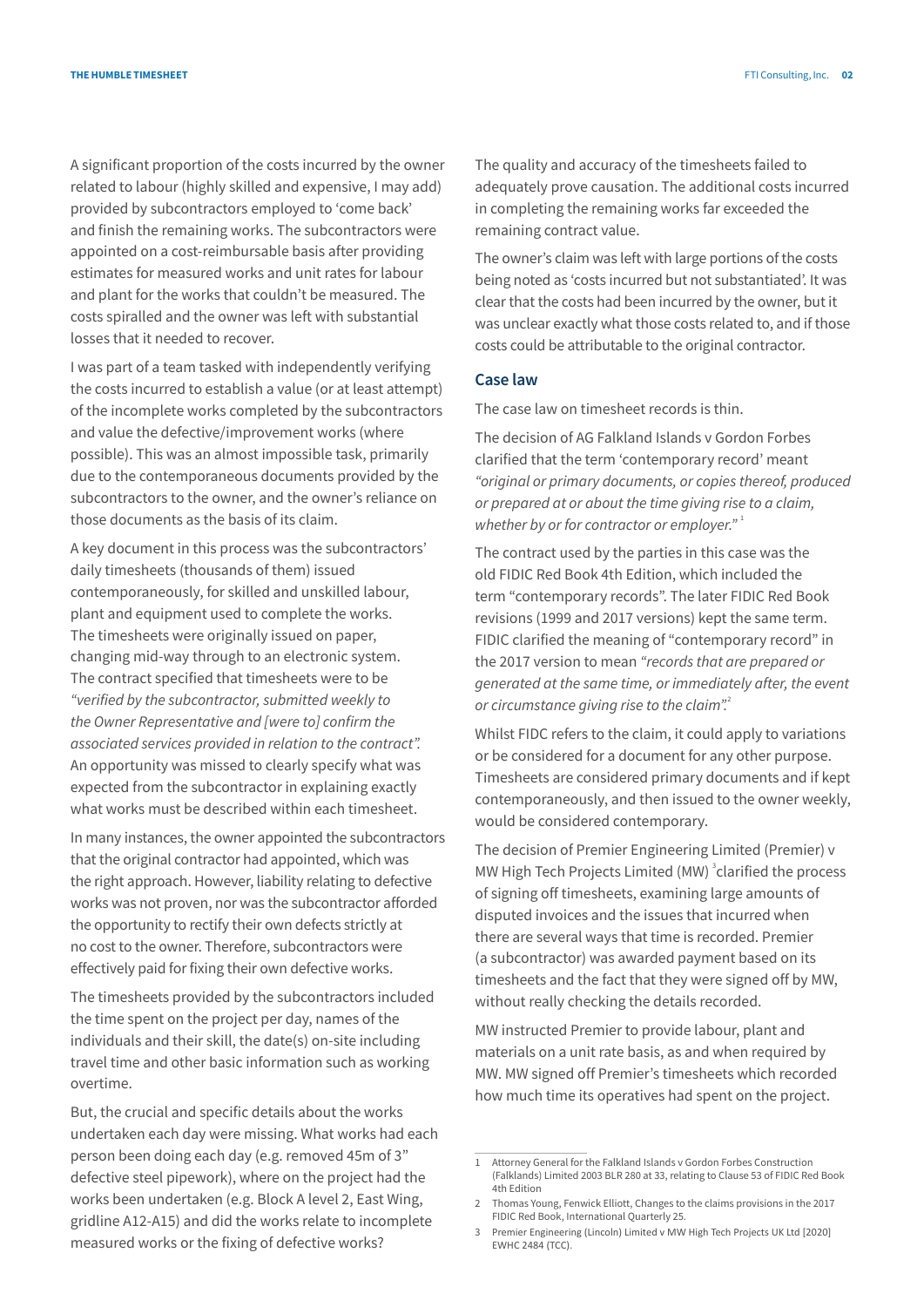A significant proportion of the costs incurred by the owner related to labour (highly skilled and expensive, I may add) provided by subcontractors employed to 'come back' and finish the remaining works. The subcontractors were appointed on a cost-reimbursable basis after providing estimates for measured works and unit rates for labour and plant for the works that couldn't be measured. The costs spiralled and the owner was left with substantial losses that it needed to recover.

I was part of a team tasked with independently verifying the costs incurred to establish a value (or at least attempt) of the incomplete works completed by the subcontractors and value the defective/improvement works (where possible). This was an almost impossible task, primarily due to the contemporaneous documents provided by the subcontractors to the owner, and the owner's reliance on those documents as the basis of its claim.

A key document in this process was the subcontractors' daily timesheets (thousands of them) issued contemporaneously, for skilled and unskilled labour, plant and equipment used to complete the works. The timesheets were originally issued on paper, changing mid-way through to an electronic system. The contract specified that timesheets were to be *"verified by the subcontractor, submitted weekly to the Owner Representative and [were to] confirm the associated services provided in relation to the contract".* An opportunity was missed to clearly specify what was expected from the subcontractor in explaining exactly what works must be described within each timesheet.

In many instances, the owner appointed the subcontractors that the original contractor had appointed, which was the right approach. However, liability relating to defective works was not proven, nor was the subcontractor afforded the opportunity to rectify their own defects strictly at no cost to the owner. Therefore, subcontractors were effectively paid for fixing their own defective works.

The timesheets provided by the subcontractors included the time spent on the project per day, names of the individuals and their skill, the date(s) on-site including travel time and other basic information such as working overtime.

But, the crucial and specific details about the works undertaken each day were missing. What works had each person been doing each day (e.g. removed 45m of 3" defective steel pipework), where on the project had the works been undertaken (e.g. Block A level 2, East Wing, gridline A12-A15) and did the works relate to incomplete measured works or the fixing of defective works?

The quality and accuracy of the timesheets failed to adequately prove causation. The additional costs incurred in completing the remaining works far exceeded the remaining contract value.

The owner's claim was left with large portions of the costs being noted as 'costs incurred but not substantiated'. It was clear that the costs had been incurred by the owner, but it was unclear exactly what those costs related to, and if those costs could be attributable to the original contractor.

## Case law

The case law on timesheet records is thin.

The decision of AG Falkland Islands v Gordon Forbes clarified that the term 'contemporary record' meant *"original or primary documents, or copies thereof, produced or prepared at or about the time giving rise to a claim, whether by or for contractor or employer."* [1]

The contract used by the parties in this case was the old FIDIC Red Book 4th Edition, which included the term "contemporary records". The later FIDIC Red Book revisions (1999 and 2017 versions) kept the same term. FIDIC clarified the meaning of "contemporary record" in the 2017 version to mean *"records that are prepared or generated at the same time, or immediately after, the event or circumstance giving rise to the claim".* [2]

Whilst FIDC refers to the claim, it could apply to variations or be considered for a document for any other purpose. Timesheets are considered primary documents and if kept contemporaneously, and then issued to the owner weekly, would be considered contemporary.

The decision of Premier Engineering Limited (Premier) v MW High Tech Projects Limited (MW) [3] clarified the process of signing off timesheets, examining large amounts of disputed invoices and the issues that incurred when there are several ways that time is recorded. Premier (a subcontractor) was awarded payment based on its timesheets and the fact that they were signed off by MW, without really checking the details recorded.

MW instructed Premier to provide labour, plant and materials on a unit rate basis, as and when required by MW. MW signed off Premier's timesheets which recorded how much time its operatives had spent on the project.

---

1 Attorney General for the Falkland Islands v Gordon Forbes Construction (Falklands) Limited 2003 BLR 280 at 33, relating to Clause 53 of FIDIC Red Book 4th Edition

2 Thomas Young, Fenwick Elliott, Changes to the claims provisions in the 2017 FIDIC Red Book, International Quarterly 25.

3 Premier Engineering (Lincoln) Limited v MW High Tech Projects UK Ltd [2020] EWHC 2484 (TCC).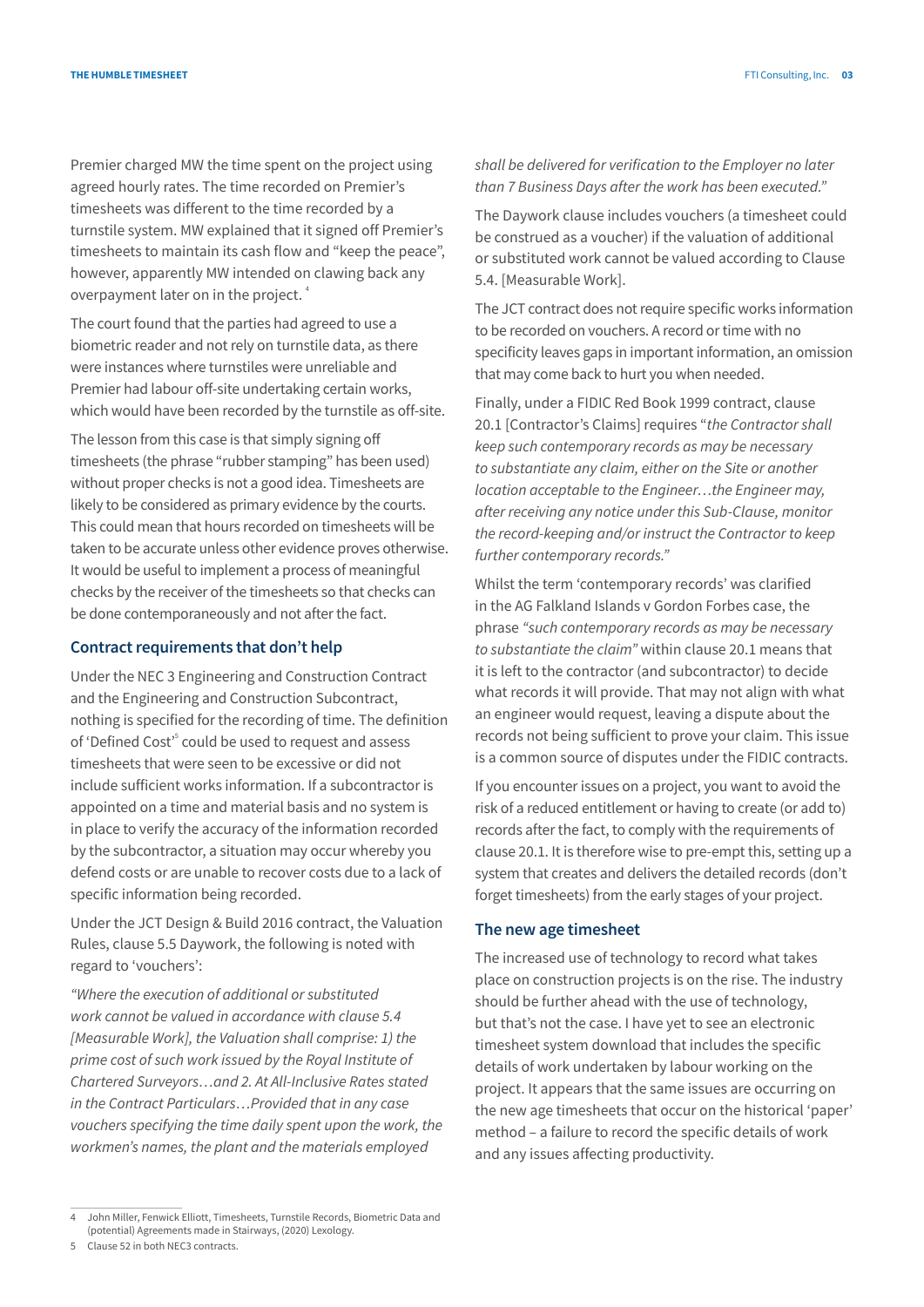Premier charged MW the time spent on the project using agreed hourly rates. The time recorded on Premier's timesheets was different to the time recorded by a turnstile system. MW explained that it signed off Premier's timesheets to maintain its cash flow and "keep the peace", however, apparently MW intended on clawing back any overpayment later on in the project. [4]

The court found that the parties had agreed to use a biometric reader and not rely on turnstile data, as there were instances where turnstiles were unreliable and Premier had labour off-site undertaking certain works, which would have been recorded by the turnstile as off-site.

The lesson from this case is that simply signing off timesheets (the phrase "rubber stamping" has been used) without proper checks is not a good idea. Timesheets are likely to be considered as primary evidence by the courts. This could mean that hours recorded on timesheets will be taken to be accurate unless other evidence proves otherwise. It would be useful to implement a process of meaningful checks by the receiver of the timesheets so that checks can be done contemporaneously and not after the fact.

### Contract requirements that don't help

Under the NEC 3 Engineering and Construction Contract and the Engineering and Construction Subcontract, nothing is specified for the recording of time. The definition of 'Defined Cost'[5] could be used to request and assess timesheets that were seen to be excessive or did not include sufficient works information. If a subcontractor is appointed on a time and material basis and no system is in place to verify the accuracy of the information recorded by the subcontractor, a situation may occur whereby you defend costs or are unable to recover costs due to a lack of specific information being recorded.

Under the JCT Design & Build 2016 contract, the Valuation Rules, clause 5.5 Daywork, the following is noted with regard to 'vouchers':

*"Where the execution of additional or substituted work cannot be valued in accordance with clause 5.4 [Measurable Work], the Valuation shall comprise: 1) the prime cost of such work issued by the Royal Institute of Chartered Surveyors…and 2. At All-Inclusive Rates stated in the Contract Particulars…Provided that in any case vouchers specifying the time daily spent upon the work, the workmen's names, the plant and the materials employed shall be delivered for verification to the Employer no later than 7 Business Days after the work has been executed."*

The Daywork clause includes vouchers (a timesheet could be construed as a voucher) if the valuation of additional or substituted work cannot be valued according to Clause 5.4. [Measurable Work].

The JCT contract does not require specific works information to be recorded on vouchers. A record or time with no specificity leaves gaps in important information, an omission that may come back to hurt you when needed.

Finally, under a FIDIC Red Book 1999 contract, clause 20.1 [Contractor's Claims] requires "*the Contractor shall keep such contemporary records as may be necessary to substantiate any claim, either on the Site or another location acceptable to the Engineer…the Engineer may, after receiving any notice under this Sub-Clause, monitor the record-keeping and/or instruct the Contractor to keep further contemporary records."*

Whilst the term 'contemporary records' was clarified in the AG Falkland Islands v Gordon Forbes case, the phrase *"such contemporary records as may be necessary to substantiate the claim"* within clause 20.1 means that it is left to the contractor (and subcontractor) to decide what records it will provide. That may not align with what an engineer would request, leaving a dispute about the records not being sufficient to prove your claim. This issue is a common source of disputes under the FIDIC contracts.

If you encounter issues on a project, you want to avoid the risk of a reduced entitlement or having to create (or add to) records after the fact, to comply with the requirements of clause 20.1. It is therefore wise to pre-empt this, setting up a system that creates and delivers the detailed records (don't forget timesheets) from the early stages of your project.

### The new age timesheet

The increased use of technology to record what takes place on construction projects is on the rise. The industry should be further ahead with the use of technology, but that's not the case. I have yet to see an electronic timesheet system download that includes the specific details of work undertaken by labour working on the project. It appears that the same issues are occurring on the new age timesheets that occur on the historical 'paper' method – a failure to record the specific details of work and any issues affecting productivity.

---

4 John Miller, Fenwick Elliott, Timesheets, Turnstile Records, Biometric Data and (potential) Agreements made in Stairways, (2020) Lexology.

5 Clause 52 in both NEC3 contracts.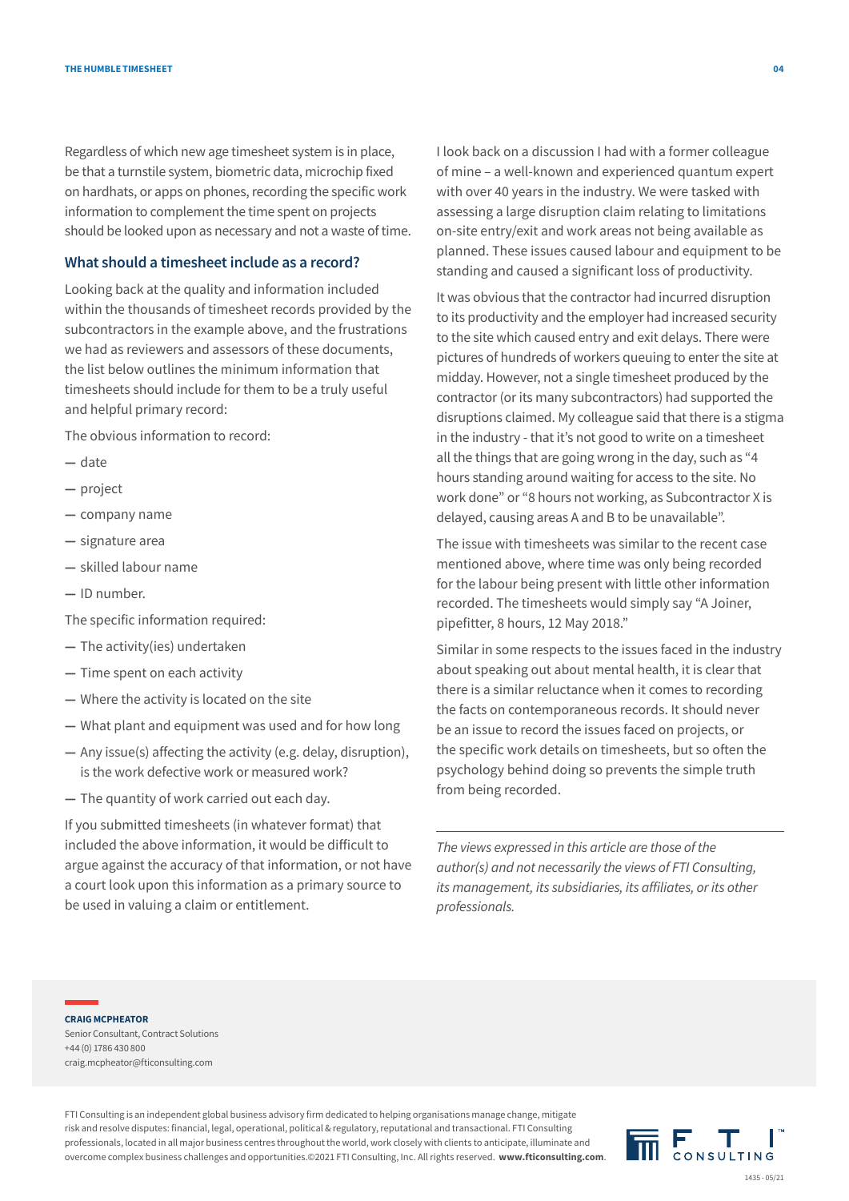Regardless of which new age timesheet system is in place, be that a turnstile system, biometric data, microchip fixed on hardhats, or apps on phones, recording the specific work information to complement the time spent on projects should be looked upon as necessary and not a waste of time.

## What should a timesheet include as a record?

Looking back at the quality and information included within the thousands of timesheet records provided by the subcontractors in the example above, and the frustrations we had as reviewers and assessors of these documents, the list below outlines the minimum information that timesheets should include for them to be a truly useful and helpful primary record:

The obvious information to record:

- date
- project
- company name
- signature area
- skilled labour name
- ID number.

The specific information required:

- The activity(ies) undertaken
- Time spent on each activity
- Where the activity is located on the site
- What plant and equipment was used and for how long
- Any issue(s) affecting the activity (e.g. delay, disruption), is the work defective work or measured work?
- The quantity of work carried out each day.

If you submitted timesheets (in whatever format) that included the above information, it would be difficult to argue against the accuracy of that information, or not have a court look upon this information as a primary source to be used in valuing a claim or entitlement.

I look back on a discussion I had with a former colleague of mine – a well-known and experienced quantum expert with over 40 years in the industry. We were tasked with assessing a large disruption claim relating to limitations on-site entry/exit and work areas not being available as planned. These issues caused labour and equipment to be standing and caused a significant loss of productivity.

It was obvious that the contractor had incurred disruption to its productivity and the employer had increased security to the site which caused entry and exit delays. There were pictures of hundreds of workers queuing to enter the site at midday. However, not a single timesheet produced by the contractor (or its many subcontractors) had supported the disruptions claimed. My colleague said that there is a stigma in the industry - that it's not good to write on a timesheet all the things that are going wrong in the day, such as "4 hours standing around waiting for access to the site. No work done" or "8 hours not working, as Subcontractor X is delayed, causing areas A and B to be unavailable".

The issue with timesheets was similar to the recent case mentioned above, where time was only being recorded for the labour being present with little other information recorded. The timesheets would simply say "A Joiner, pipefitter, 8 hours, 12 May 2018."

Similar in some respects to the issues faced in the industry about speaking out about mental health, it is clear that there is a similar reluctance when it comes to recording the facts on contemporaneous records. It should never be an issue to record the issues faced on projects, or the specific work details on timesheets, but so often the psychology behind doing so prevents the simple truth from being recorded.

---

*The views expressed in this article are those of the author(s) and not necessarily the views of FTI Consulting, its management, its subsidiaries, its affiliates, or its other professionals.*

**CRAIG MCPHEATOR**
Senior Consultant, Contract Solutions
+44 (0) 1786 430 800
craig.mcpheator@fticonsulting.com

FTI Consulting is an independent global business advisory firm dedicated to helping organisations manage change, mitigate risk and resolve disputes: financial, legal, operational, political & regulatory, reputational and transactional. FTI Consulting professionals, located in all major business centres throughout the world, work closely with clients to anticipate, illuminate and overcome complex business challenges and opportunities.©2021 FTI Consulting, Inc. All rights reserved. **www.fticonsulting.com**.

1435 - 05/21